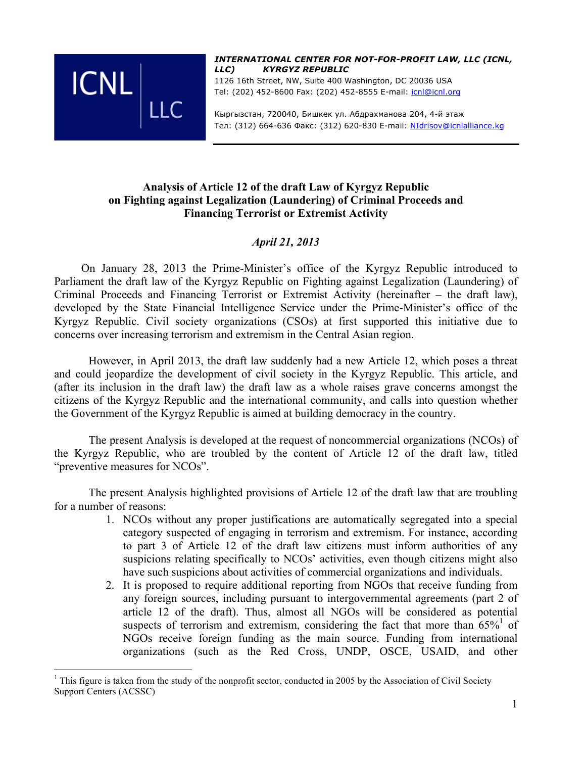**ICNL | LLC**

***INTERNATIONAL CENTER FOR NOT-FOR-PROFIT LAW, LLC (ICNL, LLC) KYRGYZ REPUBLIC***
1126 16th Street, NW, Suite 400 Washington, DC 20036 USA
Tel: (202) 452-8600 Fax: (202) 452-8555 E-mail: icnl@icnl.org

Кыргызстан, 720040, Бишкек ул. Абдрахманова 204, 4-й этаж
Тел: (312) 664-636 Факс: (312) 620-830 E-mail: NIdrisov@icnlalliance.kg

# Analysis of Article 12 of the draft Law of Kyrgyz Republic on Fighting against Legalization (Laundering) of Criminal Proceeds and Financing Terrorist or Extremist Activity

*April 21, 2013*

On January 28, 2013 the Prime-Minister's office of the Kyrgyz Republic introduced to Parliament the draft law of the Kyrgyz Republic on Fighting against Legalization (Laundering) of Criminal Proceeds and Financing Terrorist or Extremist Activity (hereinafter – the draft law), developed by the State Financial Intelligence Service under the Prime-Minister's office of the Kyrgyz Republic. Civil society organizations (CSOs) at first supported this initiative due to concerns over increasing terrorism and extremism in the Central Asian region.

However, in April 2013, the draft law suddenly had a new Article 12, which poses a threat and could jeopardize the development of civil society in the Kyrgyz Republic. This article, and (after its inclusion in the draft law) the draft law as a whole raises grave concerns amongst the citizens of the Kyrgyz Republic and the international community, and calls into question whether the Government of the Kyrgyz Republic is aimed at building democracy in the country.

The present Analysis is developed at the request of noncommercial organizations (NCOs) of the Kyrgyz Republic, who are troubled by the content of Article 12 of the draft law, titled "preventive measures for NCOs".

The present Analysis highlighted provisions of Article 12 of the draft law that are troubling for a number of reasons:

1. NCOs without any proper justifications are automatically segregated into a special category suspected of engaging in terrorism and extremism. For instance, according to part 3 of Article 12 of the draft law citizens must inform authorities of any suspicions relating specifically to NCOs' activities, even though citizens might also have such suspicions about activities of commercial organizations and individuals.
2. It is proposed to require additional reporting from NGOs that receive funding from any foreign sources, including pursuant to intergovernmental agreements (part 2 of article 12 of the draft). Thus, almost all NGOs will be considered as potential suspects of terrorism and extremism, considering the fact that more than 65%[1] of NGOs receive foreign funding as the main source. Funding from international organizations (such as the Red Cross, UNDP, OSCE, USAID, and other

[1] This figure is taken from the study of the nonprofit sector, conducted in 2005 by the Association of Civil Society Support Centers (ACSSC)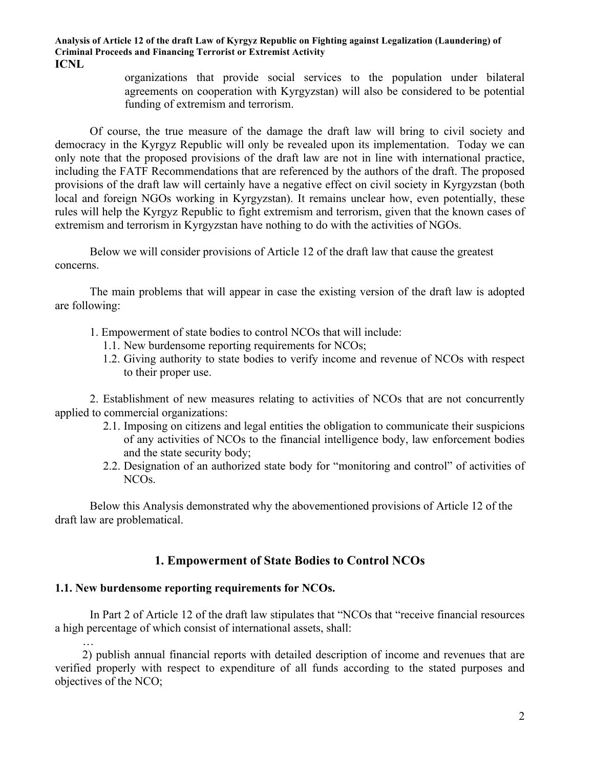organizations that provide social services to the population under bilateral agreements on cooperation with Kyrgyzstan) will also be considered to be potential funding of extremism and terrorism.

Of course, the true measure of the damage the draft law will bring to civil society and democracy in the Kyrgyz Republic will only be revealed upon its implementation. Today we can only note that the proposed provisions of the draft law are not in line with international practice, including the FATF Recommendations that are referenced by the authors of the draft. The proposed provisions of the draft law will certainly have a negative effect on civil society in Kyrgyzstan (both local and foreign NGOs working in Kyrgyzstan). It remains unclear how, even potentially, these rules will help the Kyrgyz Republic to fight extremism and terrorism, given that the known cases of extremism and terrorism in Kyrgyzstan have nothing to do with the activities of NGOs.

Below we will consider provisions of Article 12 of the draft law that cause the greatest concerns.

The main problems that will appear in case the existing version of the draft law is adopted are following:

1. Empowerment of state bodies to control NCOs that will include:
   1.1. New burdensome reporting requirements for NCOs;
   1.2. Giving authority to state bodies to verify income and revenue of NCOs with respect to their proper use.

2. Establishment of new measures relating to activities of NCOs that are not concurrently applied to commercial organizations:
   2.1. Imposing on citizens and legal entities the obligation to communicate their suspicions of any activities of NCOs to the financial intelligence body, law enforcement bodies and the state security body;
   2.2. Designation of an authorized state body for "monitoring and control" of activities of NCOs.

Below this Analysis demonstrated why the abovementioned provisions of Article 12 of the draft law are problematical.

## 1. Empowerment of State Bodies to Control NCOs

### 1.1. New burdensome reporting requirements for NCOs.

In Part 2 of Article 12 of the draft law stipulates that "NCOs that "receive financial resources a high percentage of which consist of international assets, shall:

…

2) publish annual financial reports with detailed description of income and revenues that are verified properly with respect to expenditure of all funds according to the stated purposes and objectives of the NCO;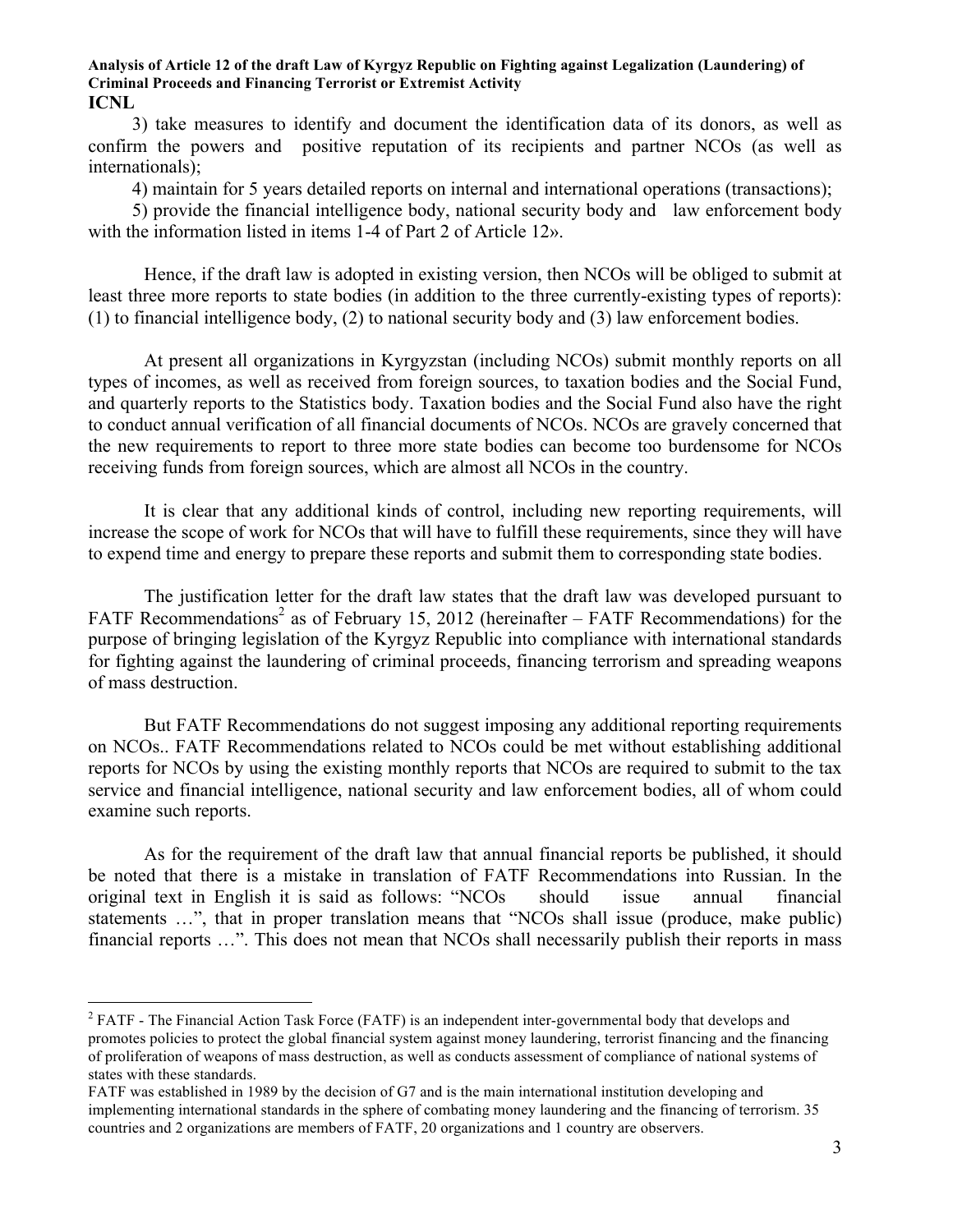3) take measures to identify and document the identification data of its donors, as well as confirm the powers and positive reputation of its recipients and partner NCOs (as well as internationals);

4) maintain for 5 years detailed reports on internal and international operations (transactions);

5) provide the financial intelligence body, national security body and law enforcement body with the information listed in items 1-4 of Part 2 of Article 12».

Hence, if the draft law is adopted in existing version, then NCOs will be obliged to submit at least three more reports to state bodies (in addition to the three currently-existing types of reports): (1) to financial intelligence body, (2) to national security body and (3) law enforcement bodies.

At present all organizations in Kyrgyzstan (including NCOs) submit monthly reports on all types of incomes, as well as received from foreign sources, to taxation bodies and the Social Fund, and quarterly reports to the Statistics body. Taxation bodies and the Social Fund also have the right to conduct annual verification of all financial documents of NCOs. NCOs are gravely concerned that the new requirements to report to three more state bodies can become too burdensome for NCOs receiving funds from foreign sources, which are almost all NCOs in the country.

It is clear that any additional kinds of control, including new reporting requirements, will increase the scope of work for NCOs that will have to fulfill these requirements, since they will have to expend time and energy to prepare these reports and submit them to corresponding state bodies.

The justification letter for the draft law states that the draft law was developed pursuant to FATF Recommendations[2] as of February 15, 2012 (hereinafter – FATF Recommendations) for the purpose of bringing legislation of the Kyrgyz Republic into compliance with international standards for fighting against the laundering of criminal proceeds, financing terrorism and spreading weapons of mass destruction.

But FATF Recommendations do not suggest imposing any additional reporting requirements on NCOs.. FATF Recommendations related to NCOs could be met without establishing additional reports for NCOs by using the existing monthly reports that NCOs are required to submit to the tax service and financial intelligence, national security and law enforcement bodies, all of whom could examine such reports.

As for the requirement of the draft law that annual financial reports be published, it should be noted that there is a mistake in translation of FATF Recommendations into Russian. In the original text in English it is said as follows: "NCOs should issue annual financial statements …", that in proper translation means that "NCOs shall issue (produce, make public) financial reports …". This does not mean that NCOs shall necessarily publish their reports in mass

---

[2] FATF - The Financial Action Task Force (FATF) is an independent inter-governmental body that develops and promotes policies to protect the global financial system against money laundering, terrorist financing and the financing of proliferation of weapons of mass destruction, as well as conducts assessment of compliance of national systems of states with these standards.

FATF was established in 1989 by the decision of G7 and is the main international institution developing and implementing international standards in the sphere of combating money laundering and the financing of terrorism. 35 countries and 2 organizations are members of FATF, 20 organizations and 1 country are observers.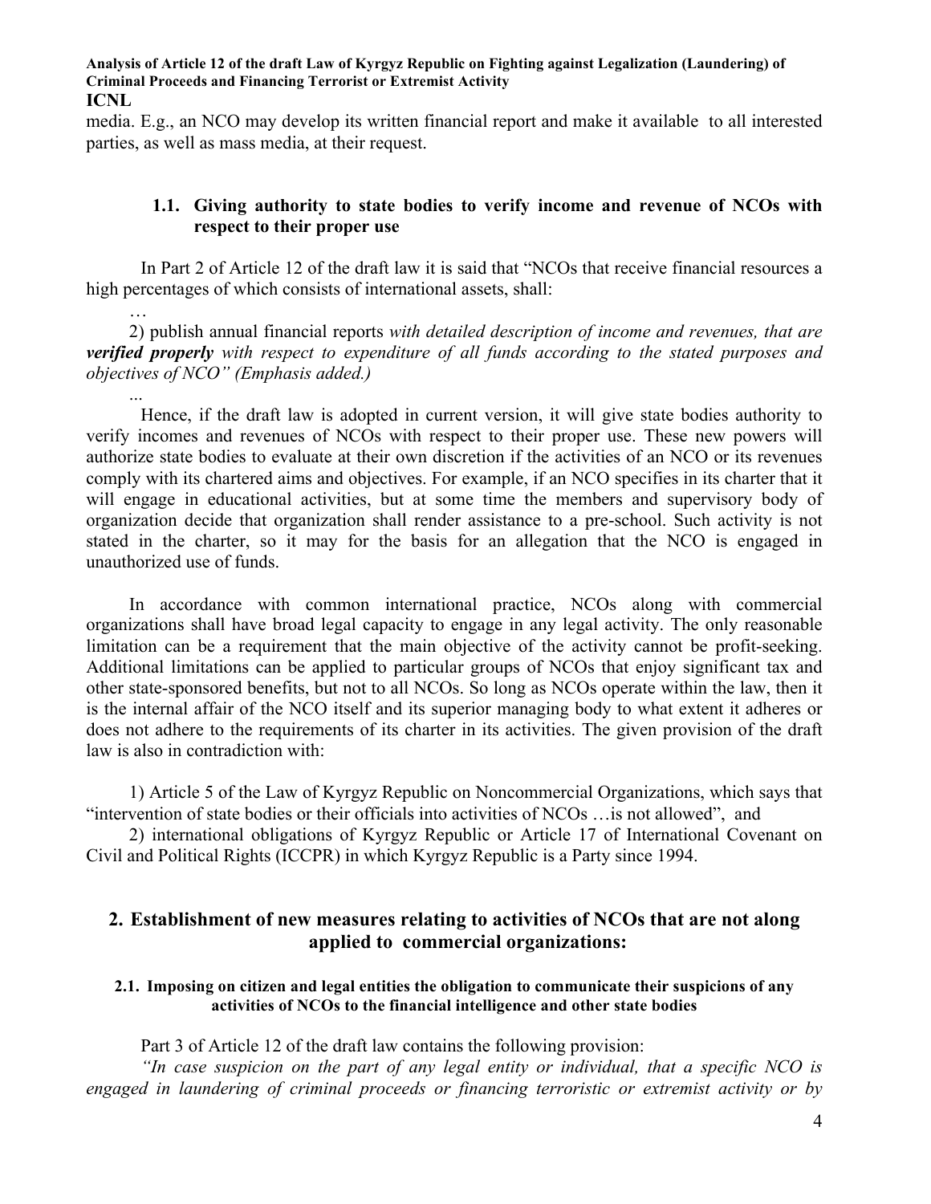media. E.g., an NCO may develop its written financial report and make it available to all interested parties, as well as mass media, at their request.

### 1.1. Giving authority to state bodies to verify income and revenue of NCOs with respect to their proper use

In Part 2 of Article 12 of the draft law it is said that "NCOs that receive financial resources a high percentages of which consists of international assets, shall:

…

2) publish annual financial reports *with detailed description of income and revenues, that are **verified properly** with respect to expenditure of all funds according to the stated purposes and objectives of NCO" (Emphasis added.)*

...

Hence, if the draft law is adopted in current version, it will give state bodies authority to verify incomes and revenues of NCOs with respect to their proper use. These new powers will authorize state bodies to evaluate at their own discretion if the activities of an NCO or its revenues comply with its chartered aims and objectives. For example, if an NCO specifies in its charter that it will engage in educational activities, but at some time the members and supervisory body of organization decide that organization shall render assistance to a pre-school. Such activity is not stated in the charter, so it may for the basis for an allegation that the NCO is engaged in unauthorized use of funds.

In accordance with common international practice, NCOs along with commercial organizations shall have broad legal capacity to engage in any legal activity. The only reasonable limitation can be a requirement that the main objective of the activity cannot be profit-seeking. Additional limitations can be applied to particular groups of NCOs that enjoy significant tax and other state-sponsored benefits, but not to all NCOs. So long as NCOs operate within the law, then it is the internal affair of the NCO itself and its superior managing body to what extent it adheres or does not adhere to the requirements of its charter in its activities. The given provision of the draft law is also in contradiction with:

1) Article 5 of the Law of Kyrgyz Republic on Noncommercial Organizations, which says that "intervention of state bodies or their officials into activities of NCOs …is not allowed", and

2) international obligations of Kyrgyz Republic or Article 17 of International Covenant on Civil and Political Rights (ICCPR) in which Kyrgyz Republic is a Party since 1994.

## 2. Establishment of new measures relating to activities of NCOs that are not along applied to commercial organizations:

#### 2.1. Imposing on citizen and legal entities the obligation to communicate their suspicions of any activities of NCOs to the financial intelligence and other state bodies

Part 3 of Article 12 of the draft law contains the following provision:

*"In case suspicion on the part of any legal entity or individual, that a specific NCO is engaged in laundering of criminal proceeds or financing terroristic or extremist activity or by*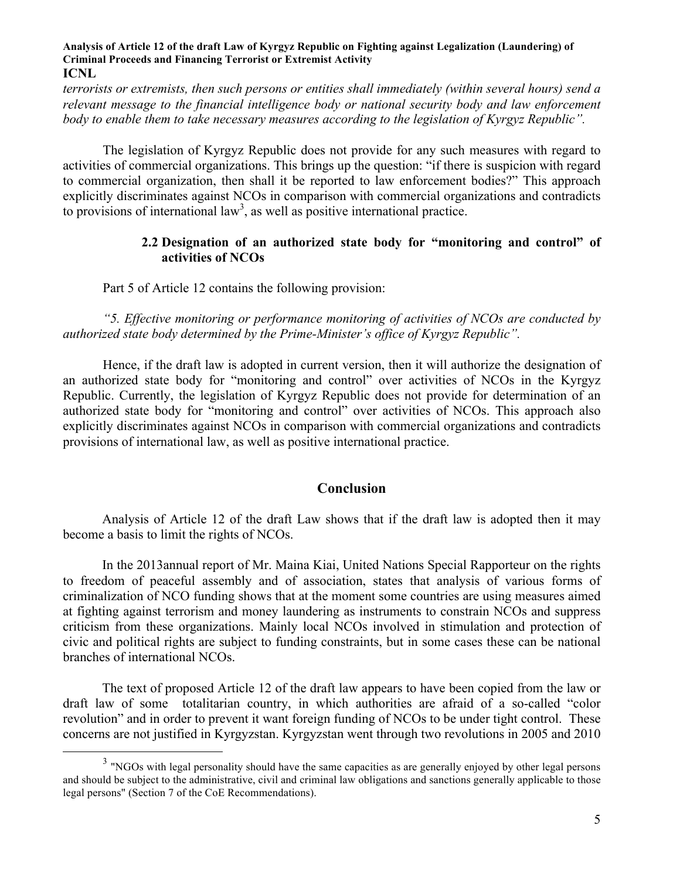*terrorists or extremists, then such persons or entities shall immediately (within several hours) send a relevant message to the financial intelligence body or national security body and law enforcement body to enable them to take necessary measures according to the legislation of Kyrgyz Republic".*

The legislation of Kyrgyz Republic does not provide for any such measures with regard to activities of commercial organizations. This brings up the question: "if there is suspicion with regard to commercial organization, then shall it be reported to law enforcement bodies?" This approach explicitly discriminates against NCOs in comparison with commercial organizations and contradicts to provisions of international law[3], as well as positive international practice.

### 2.2 Designation of an authorized state body for "monitoring and control" of activities of NCOs

Part 5 of Article 12 contains the following provision:

*"5. Effective monitoring or performance monitoring of activities of NCOs are conducted by authorized state body determined by the Prime-Minister's office of Kyrgyz Republic".*

Hence, if the draft law is adopted in current version, then it will authorize the designation of an authorized state body for "monitoring and control" over activities of NCOs in the Kyrgyz Republic. Currently, the legislation of Kyrgyz Republic does not provide for determination of an authorized state body for "monitoring and control" over activities of NCOs. This approach also explicitly discriminates against NCOs in comparison with commercial organizations and contradicts provisions of international law, as well as positive international practice.

## Conclusion

Analysis of Article 12 of the draft Law shows that if the draft law is adopted then it may become a basis to limit the rights of NCOs.

In the 2013annual report of Mr. Maina Kiai, United Nations Special Rapporteur on the rights to freedom of peaceful assembly and of association, states that analysis of various forms of criminalization of NCO funding shows that at the moment some countries are using measures aimed at fighting against terrorism and money laundering as instruments to constrain NCOs and suppress criticism from these organizations. Mainly local NCOs involved in stimulation and protection of civic and political rights are subject to funding constraints, but in some cases these can be national branches of international NCOs.

The text of proposed Article 12 of the draft law appears to have been copied from the law or draft law of some totalitarian country, in which authorities are afraid of a so-called "color revolution" and in order to prevent it want foreign funding of NCOs to be under tight control. These concerns are not justified in Kyrgyzstan. Kyrgyzstan went through two revolutions in 2005 and 2010

---

[3] "NGOs with legal personality should have the same capacities as are generally enjoyed by other legal persons and should be subject to the administrative, civil and criminal law obligations and sanctions generally applicable to those legal persons" (Section 7 of the CoE Recommendations).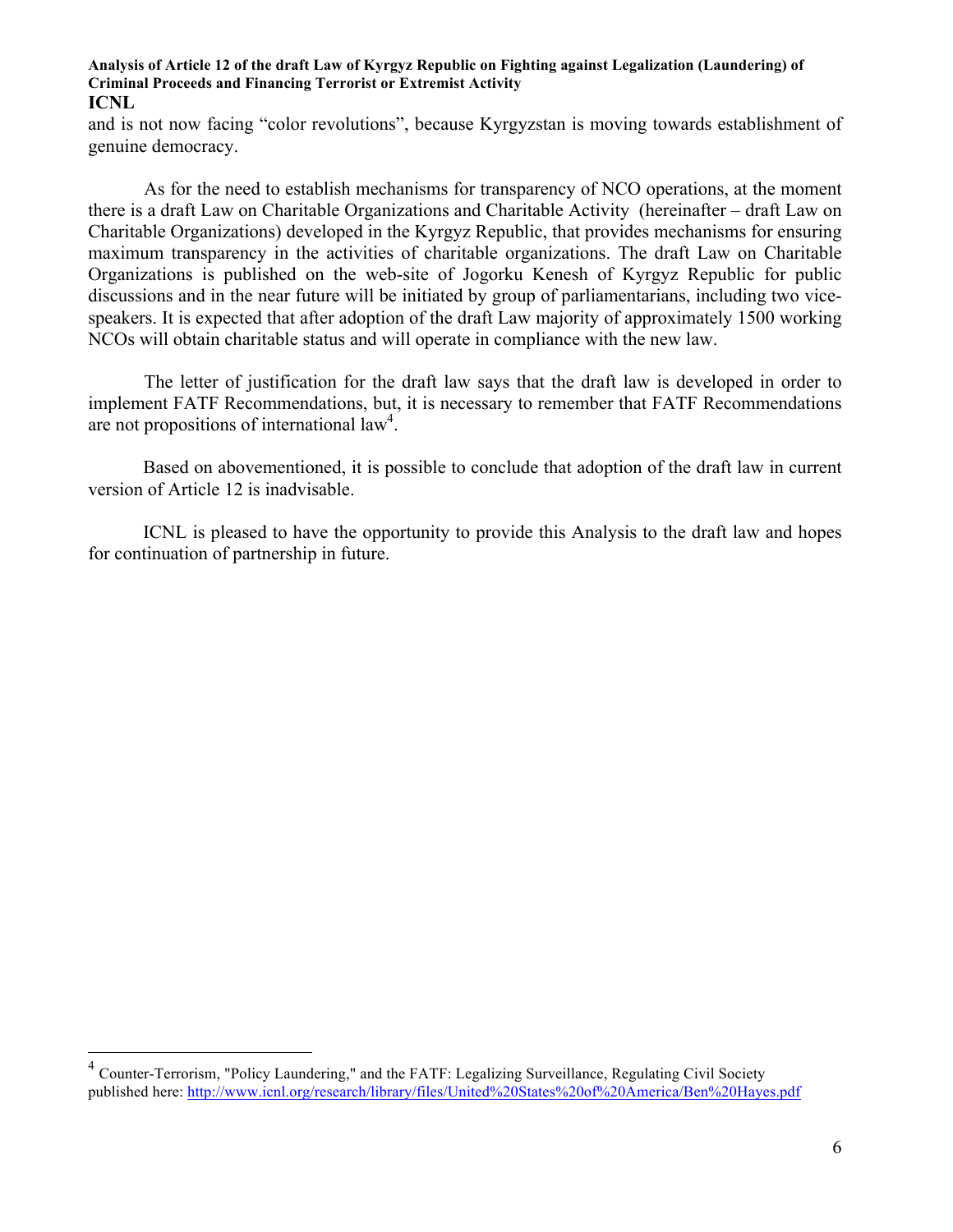and is not now facing “color revolutions”, because Kyrgyzstan is moving towards establishment of genuine democracy.

As for the need to establish mechanisms for transparency of NCO operations, at the moment there is a draft Law on Charitable Organizations and Charitable Activity (hereinafter – draft Law on Charitable Organizations) developed in the Kyrgyz Republic, that provides mechanisms for ensuring maximum transparency in the activities of charitable organizations. The draft Law on Charitable Organizations is published on the web-site of Jogorku Kenesh of Kyrgyz Republic for public discussions and in the near future will be initiated by group of parliamentarians, including two vice-speakers. It is expected that after adoption of the draft Law majority of approximately 1500 working NCOs will obtain charitable status and will operate in compliance with the new law.

The letter of justification for the draft law says that the draft law is developed in order to implement FATF Recommendations, but, it is necessary to remember that FATF Recommendations are not propositions of international law[4].

Based on abovementioned, it is possible to conclude that adoption of the draft law in current version of Article 12 is inadvisable.

ICNL is pleased to have the opportunity to provide this Analysis to the draft law and hopes for continuation of partnership in future.

---

[4] Counter-Terrorism, "Policy Laundering," and the FATF: Legalizing Surveillance, Regulating Civil Society published here: http://www.icnl.org/research/library/files/United%20States%20of%20America/Ben%20Hayes.pdf